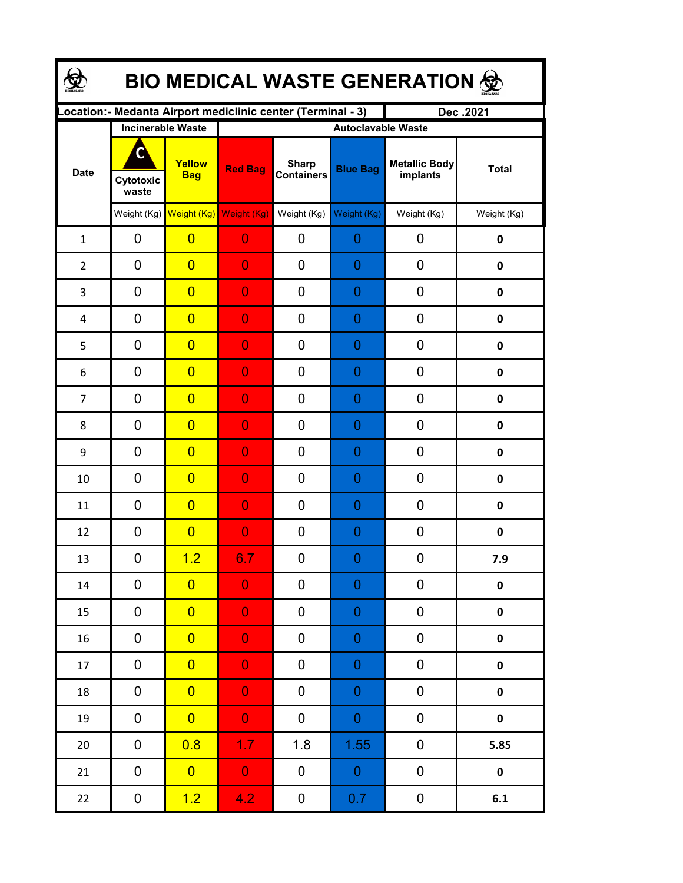# BIO MEDICAL WASTE GENERATION

| Location:- Medanta Airport mediclinic center (Terminal - 3) | | | | | | | Dec .2021 |
|---|---|---|---|---|---|---|---|
| Date | Incinerable Waste | | Autoclavable Waste | | | | |
| | Cytotoxic waste | Yellow Bag | Red Bag | Sharp Containers | Blue Bag | Metallic Body implants | Total |
| | Weight (Kg) | Weight (Kg) | Weight (Kg) | Weight (Kg) | Weight (Kg) | Weight (Kg) | Weight (Kg) |
| 1 | 0 | 0 | 0 | 0 | 0 | 0 | **0** |
| 2 | 0 | 0 | 0 | 0 | 0 | 0 | **0** |
| 3 | 0 | 0 | 0 | 0 | 0 | 0 | **0** |
| 4 | 0 | 0 | 0 | 0 | 0 | 0 | **0** |
| 5 | 0 | 0 | 0 | 0 | 0 | 0 | **0** |
| 6 | 0 | 0 | 0 | 0 | 0 | 0 | **0** |
| 7 | 0 | 0 | 0 | 0 | 0 | 0 | **0** |
| 8 | 0 | 0 | 0 | 0 | 0 | 0 | **0** |
| 9 | 0 | 0 | 0 | 0 | 0 | 0 | **0** |
| 10 | 0 | 0 | 0 | 0 | 0 | 0 | **0** |
| 11 | 0 | 0 | 0 | 0 | 0 | 0 | **0** |
| 12 | 0 | 0 | 0 | 0 | 0 | 0 | **0** |
| 13 | 0 | 1.2 | 6.7 | 0 | 0 | 0 | **7.9** |
| 14 | 0 | 0 | 0 | 0 | 0 | 0 | **0** |
| 15 | 0 | 0 | 0 | 0 | 0 | 0 | **0** |
| 16 | 0 | 0 | 0 | 0 | 0 | 0 | **0** |
| 17 | 0 | 0 | 0 | 0 | 0 | 0 | **0** |
| 18 | 0 | 0 | 0 | 0 | 0 | 0 | **0** |
| 19 | 0 | 0 | 0 | 0 | 0 | 0 | **0** |
| 20 | 0 | 0.8 | 1.7 | 1.8 | 1.55 | 0 | **5.85** |
| 21 | 0 | 0 | 0 | 0 | 0 | 0 | **0** |
| 22 | 0 | 1.2 | 4.2 | 0 | 0.7 | 0 | **6.1** |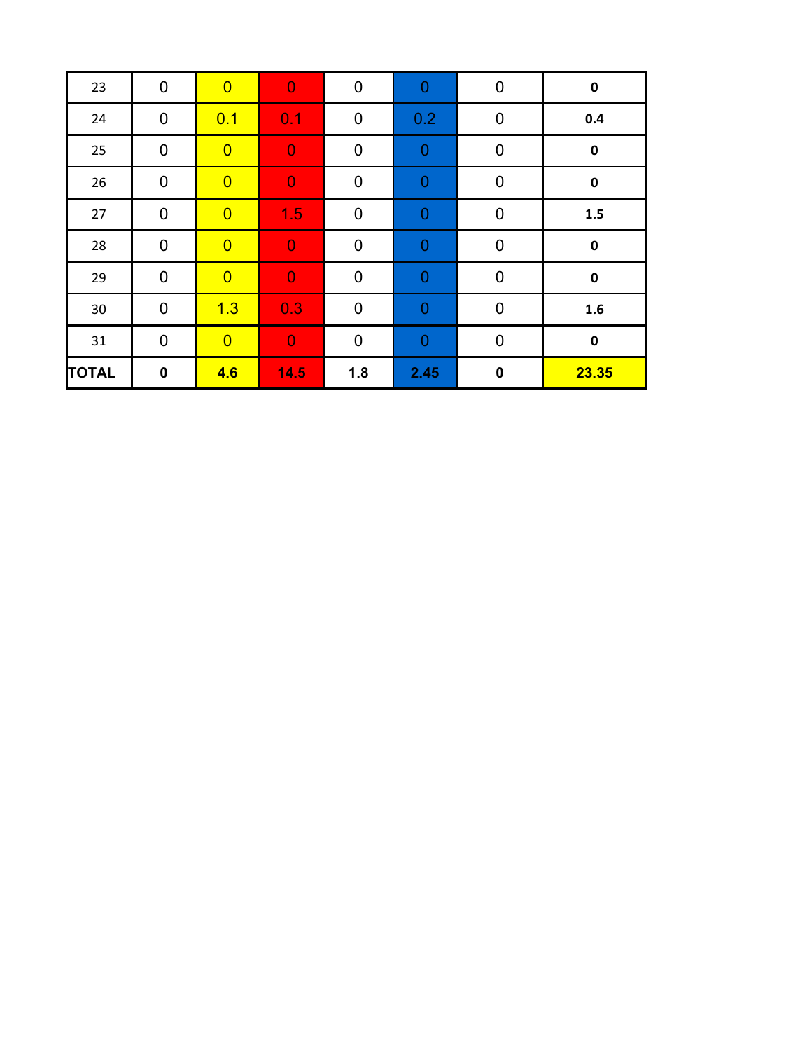| | | | | | | | |
|---|---|---|---|---|---|---|---|
| 23 | 0 | 0 | 0 | 0 | 0 | 0 | **0** |
| 24 | 0 | 0.1 | 0.1 | 0 | 0.2 | 0 | **0.4** |
| 25 | 0 | 0 | 0 | 0 | 0 | 0 | **0** |
| 26 | 0 | 0 | 0 | 0 | 0 | 0 | **0** |
| 27 | 0 | 0 | 1.5 | 0 | 0 | 0 | **1.5** |
| 28 | 0 | 0 | 0 | 0 | 0 | 0 | **0** |
| 29 | 0 | 0 | 0 | 0 | 0 | 0 | **0** |
| 30 | 0 | 1.3 | 0.3 | 0 | 0 | 0 | **1.6** |
| 31 | 0 | 0 | 0 | 0 | 0 | 0 | **0** |
| **TOTAL** | **0** | **4.6** | **14.5** | **1.8** | **2.45** | **0** | **23.35** |